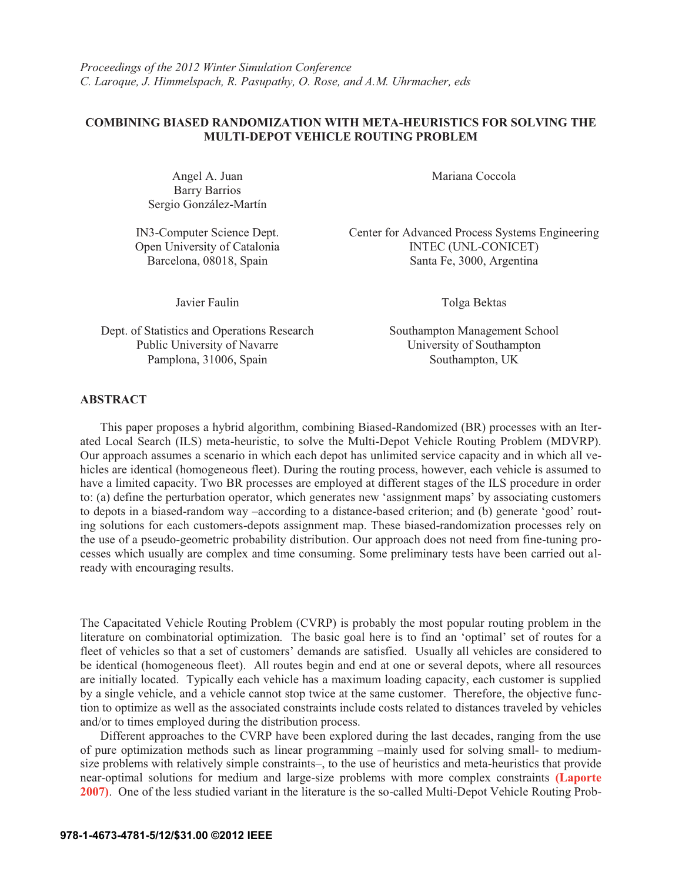*Proceedings of the 2012 Winter Simulation Conference*
*C. Laroque, J. Himmelspach, R. Pasupathy, O. Rose, and A.M. Uhrmacher, eds*

# COMBINING BIASED RANDOMIZATION WITH META-HEURISTICS FOR SOLVING THE MULTI-DEPOT VEHICLE ROUTING PROBLEM

Angel A. Juan
Barry Barrios
Sergio González-Martín

IN3-Computer Science Dept.
Open University of Catalonia
Barcelona, 08018, Spain

Mariana Coccola

Center for Advanced Process Systems Engineering
INTEC (UNL-CONICET)
Santa Fe, 3000, Argentina

Javier Faulin

Dept. of Statistics and Operations Research
Public University of Navarre
Pamplona, 31006, Spain

Tolga Bektas

Southampton Management School
University of Southampton
Southampton, UK

## ABSTRACT

This paper proposes a hybrid algorithm, combining Biased-Randomized (BR) processes with an Iterated Local Search (ILS) meta-heuristic, to solve the Multi-Depot Vehicle Routing Problem (MDVRP). Our approach assumes a scenario in which each depot has unlimited service capacity and in which all vehicles are identical (homogeneous fleet). During the routing process, however, each vehicle is assumed to have a limited capacity. Two BR processes are employed at different stages of the ILS procedure in order to: (a) define the perturbation operator, which generates new 'assignment maps' by associating customers to depots in a biased-random way –according to a distance-based criterion; and (b) generate 'good' routing solutions for each customers-depots assignment map. These biased-randomization processes rely on the use of a pseudo-geometric probability distribution. Our approach does not need from fine-tuning processes which usually are complex and time consuming. Some preliminary tests have been carried out already with encouraging results.

The Capacitated Vehicle Routing Problem (CVRP) is probably the most popular routing problem in the literature on combinatorial optimization. The basic goal here is to find an 'optimal' set of routes for a fleet of vehicles so that a set of customers' demands are satisfied. Usually all vehicles are considered to be identical (homogeneous fleet). All routes begin and end at one or several depots, where all resources are initially located. Typically each vehicle has a maximum loading capacity, each customer is supplied by a single vehicle, and a vehicle cannot stop twice at the same customer. Therefore, the objective function to optimize as well as the associated constraints include costs related to distances traveled by vehicles and/or to times employed during the distribution process.

Different approaches to the CVRP have been explored during the last decades, ranging from the use of pure optimization methods such as linear programming –mainly used for solving small- to medium-size problems with relatively simple constraints–, to the use of heuristics and meta-heuristics that provide near-optimal solutions for medium and large-size problems with more complex constraints (Laporte 2007). One of the less studied variant in the literature is the so-called Multi-Depot Vehicle Routing Prob-

978-1-4673-4781-5/12/$31.00 ©2012 IEEE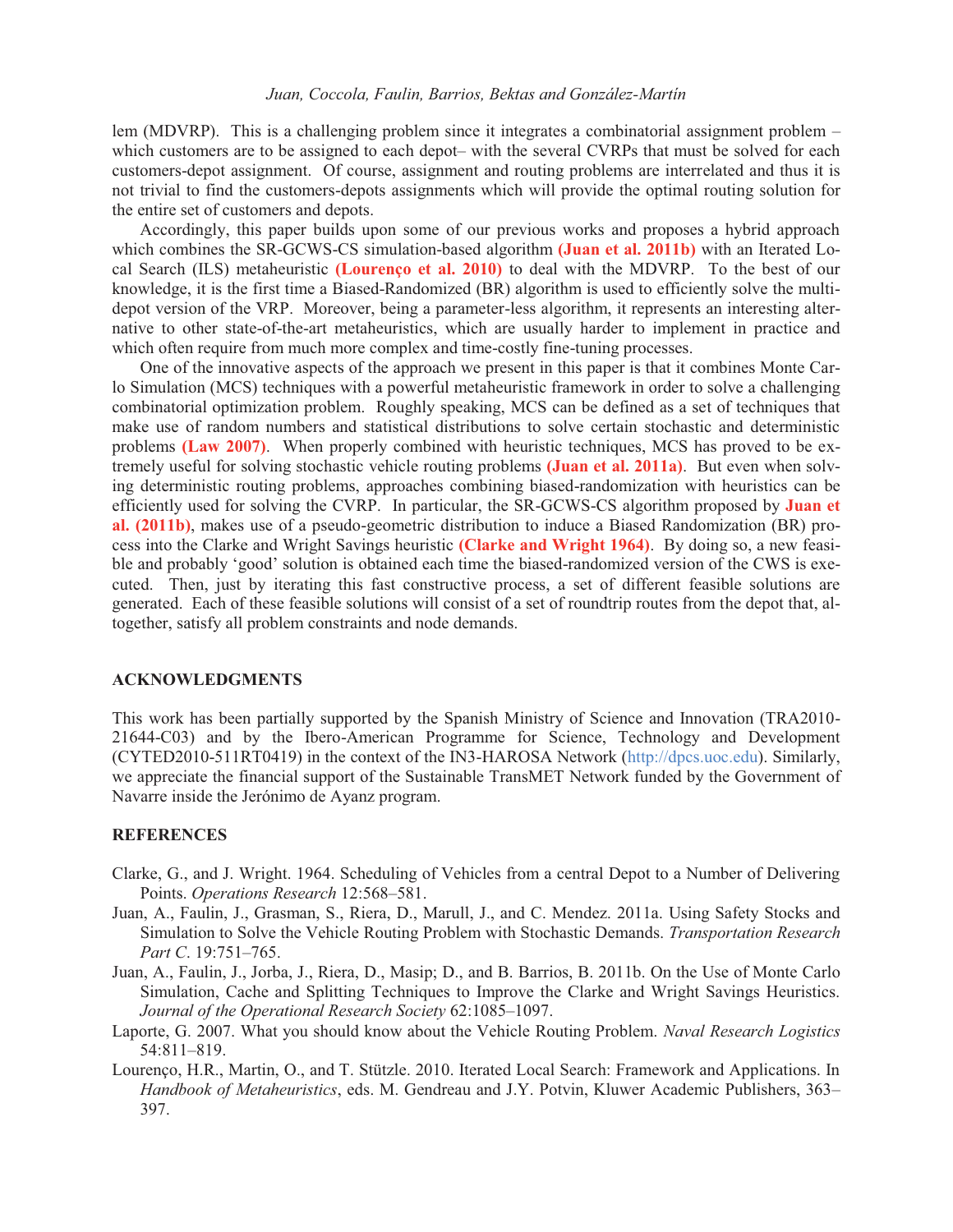lem (MDVRP). This is a challenging problem since it integrates a combinatorial assignment problem – which customers are to be assigned to each depot– with the several CVRPs that must be solved for each customers-depot assignment. Of course, assignment and routing problems are interrelated and thus it is not trivial to find the customers-depots assignments which will provide the optimal routing solution for the entire set of customers and depots.

Accordingly, this paper builds upon some of our previous works and proposes a hybrid approach which combines the SR-GCWS-CS simulation-based algorithm **(Juan et al. 2011b)** with an Iterated Local Search (ILS) metaheuristic **(Lourenço et al. 2010)** to deal with the MDVRP. To the best of our knowledge, it is the first time a Biased-Randomized (BR) algorithm is used to efficiently solve the multi-depot version of the VRP. Moreover, being a parameter-less algorithm, it represents an interesting alternative to other state-of-the-art metaheuristics, which are usually harder to implement in practice and which often require from much more complex and time-costly fine-tuning processes.

One of the innovative aspects of the approach we present in this paper is that it combines Monte Carlo Simulation (MCS) techniques with a powerful metaheuristic framework in order to solve a challenging combinatorial optimization problem. Roughly speaking, MCS can be defined as a set of techniques that make use of random numbers and statistical distributions to solve certain stochastic and deterministic problems **(Law 2007)**. When properly combined with heuristic techniques, MCS has proved to be extremely useful for solving stochastic vehicle routing problems **(Juan et al. 2011a)**. But even when solving deterministic routing problems, approaches combining biased-randomization with heuristics can be efficiently used for solving the CVRP. In particular, the SR-GCWS-CS algorithm proposed by **Juan et al. (2011b)**, makes use of a pseudo-geometric distribution to induce a Biased Randomization (BR) process into the Clarke and Wright Savings heuristic **(Clarke and Wright 1964)**. By doing so, a new feasible and probably 'good' solution is obtained each time the biased-randomized version of the CWS is executed. Then, just by iterating this fast constructive process, a set of different feasible solutions are generated. Each of these feasible solutions will consist of a set of roundtrip routes from the depot that, altogether, satisfy all problem constraints and node demands.

## ACKNOWLEDGMENTS

This work has been partially supported by the Spanish Ministry of Science and Innovation (TRA2010-21644-C03) and by the Ibero-American Programme for Science, Technology and Development (CYTED2010-511RT0419) in the context of the IN3-HAROSA Network (http://dpcs.uoc.edu). Similarly, we appreciate the financial support of the Sustainable TransMET Network funded by the Government of Navarre inside the Jerónimo de Ayanz program.

## REFERENCES

Clarke, G., and J. Wright. 1964. Scheduling of Vehicles from a central Depot to a Number of Delivering Points. *Operations Research* 12:568–581.

Juan, A., Faulin, J., Grasman, S., Riera, D., Marull, J., and C. Mendez. 2011a. Using Safety Stocks and Simulation to Solve the Vehicle Routing Problem with Stochastic Demands. *Transportation Research Part C*. 19:751–765.

Juan, A., Faulin, J., Jorba, J., Riera, D., Masip; D., and B. Barrios, B. 2011b. On the Use of Monte Carlo Simulation, Cache and Splitting Techniques to Improve the Clarke and Wright Savings Heuristics. *Journal of the Operational Research Society* 62:1085–1097.

Laporte, G. 2007. What you should know about the Vehicle Routing Problem. *Naval Research Logistics* 54:811–819.

Lourenço, H.R., Martin, O., and T. Stützle. 2010. Iterated Local Search: Framework and Applications. In *Handbook of Metaheuristics*, eds. M. Gendreau and J.Y. Potvin, Kluwer Academic Publishers, 363–397.